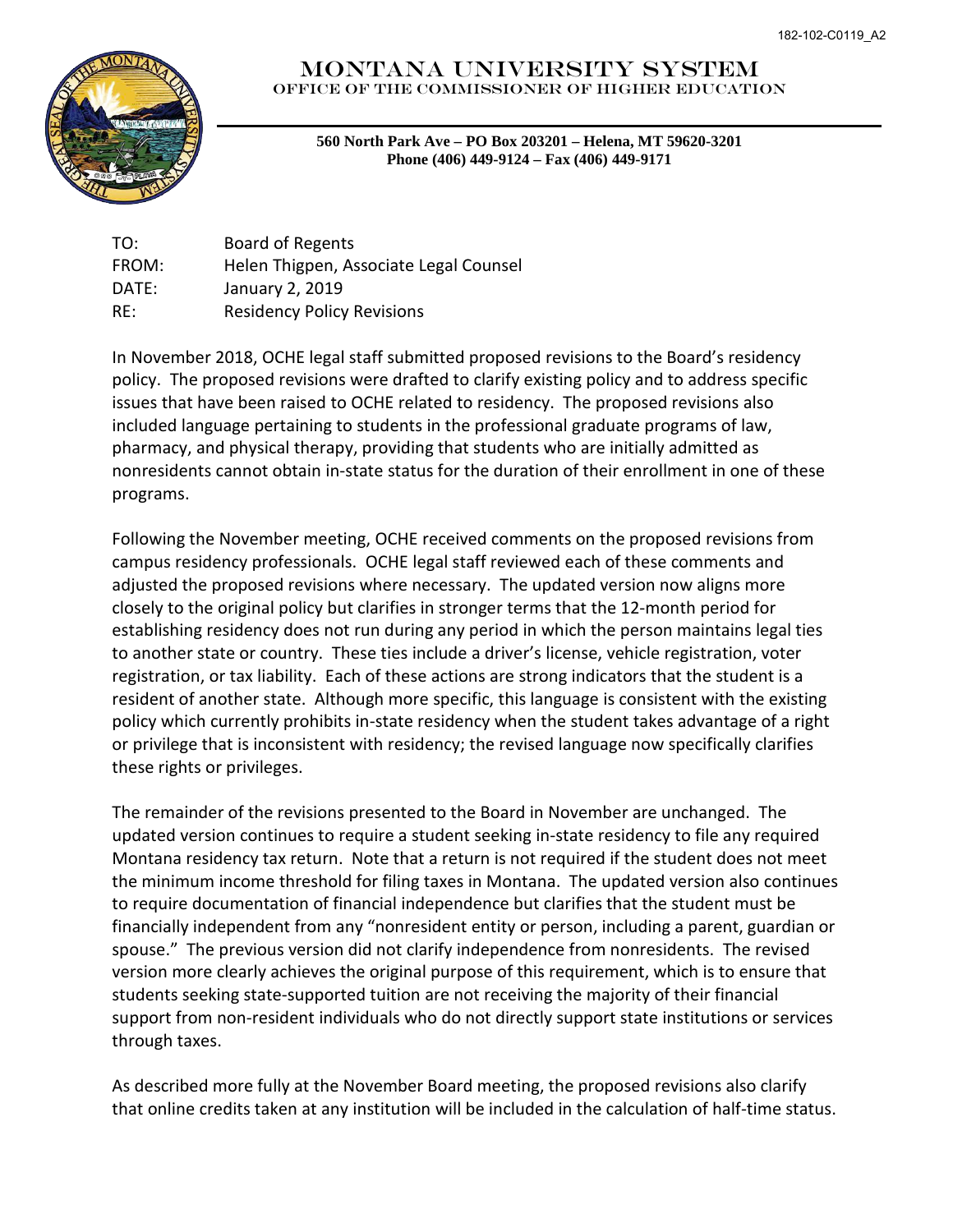# MONTANA UNIVERSITY SYSTEM

## OFFICE OF THE COMMISSIONER OF HIGHER EDUCATION

**560 North Park Ave – PO Box 203201 – Helena, MT 59620-3201**
**Phone (406) 449-9124 – Fax (406) 449-9171**

TO: Board of Regents
FROM: Helen Thigpen, Associate Legal Counsel
DATE: January 2, 2019
RE: Residency Policy Revisions

In November 2018, OCHE legal staff submitted proposed revisions to the Board's residency policy. The proposed revisions were drafted to clarify existing policy and to address specific issues that have been raised to OCHE related to residency. The proposed revisions also included language pertaining to students in the professional graduate programs of law, pharmacy, and physical therapy, providing that students who are initially admitted as nonresidents cannot obtain in-state status for the duration of their enrollment in one of these programs.

Following the November meeting, OCHE received comments on the proposed revisions from campus residency professionals. OCHE legal staff reviewed each of these comments and adjusted the proposed revisions where necessary. The updated version now aligns more closely to the original policy but clarifies in stronger terms that the 12-month period for establishing residency does not run during any period in which the person maintains legal ties to another state or country. These ties include a driver's license, vehicle registration, voter registration, or tax liability. Each of these actions are strong indicators that the student is a resident of another state. Although more specific, this language is consistent with the existing policy which currently prohibits in-state residency when the student takes advantage of a right or privilege that is inconsistent with residency; the revised language now specifically clarifies these rights or privileges.

The remainder of the revisions presented to the Board in November are unchanged. The updated version continues to require a student seeking in-state residency to file any required Montana residency tax return. Note that a return is not required if the student does not meet the minimum income threshold for filing taxes in Montana. The updated version also continues to require documentation of financial independence but clarifies that the student must be financially independent from any "nonresident entity or person, including a parent, guardian or spouse." The previous version did not clarify independence from nonresidents. The revised version more clearly achieves the original purpose of this requirement, which is to ensure that students seeking state-supported tuition are not receiving the majority of their financial support from non-resident individuals who do not directly support state institutions or services through taxes.

As described more fully at the November Board meeting, the proposed revisions also clarify that online credits taken at any institution will be included in the calculation of half-time status.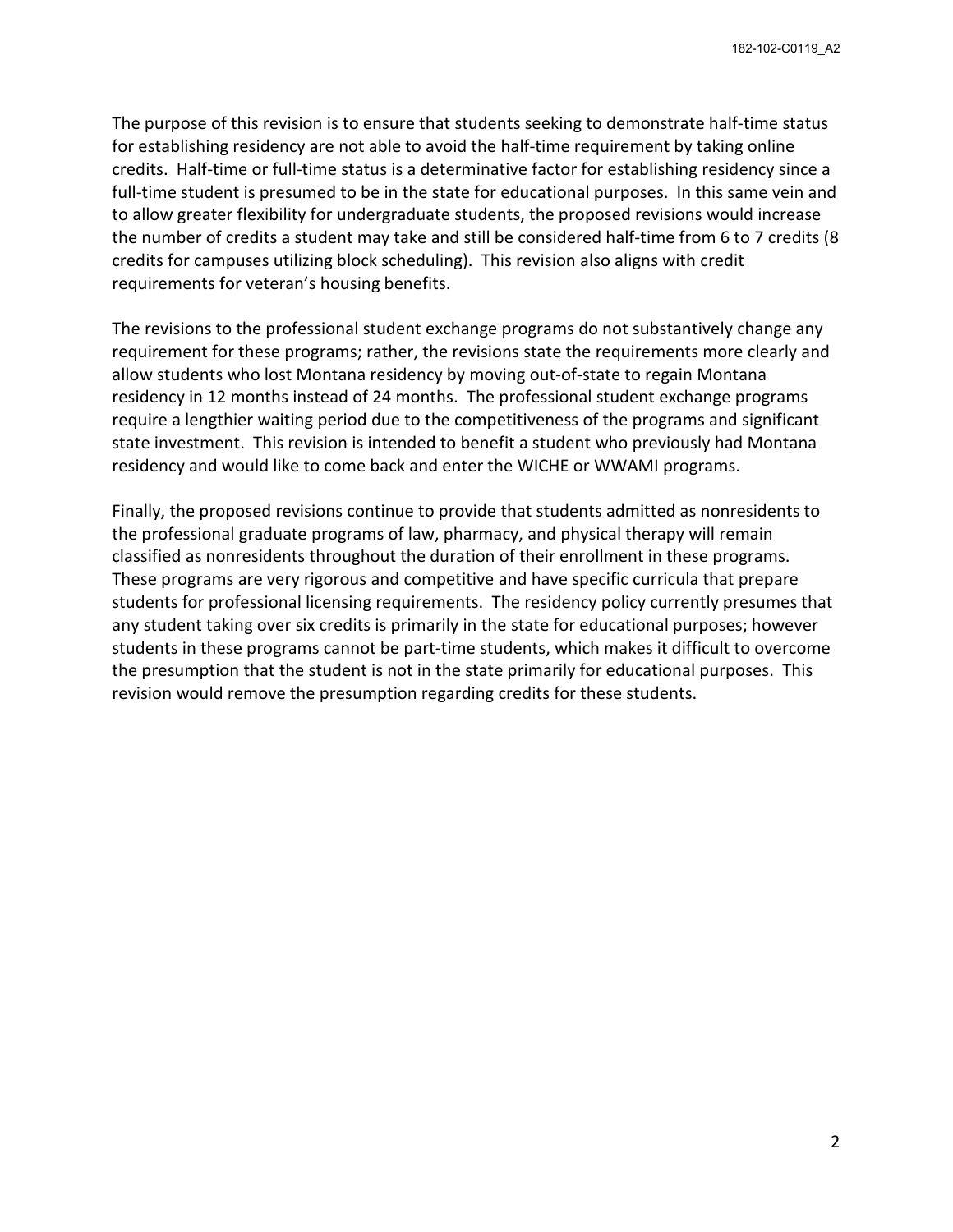The purpose of this revision is to ensure that students seeking to demonstrate half-time status for establishing residency are not able to avoid the half-time requirement by taking online credits. Half-time or full-time status is a determinative factor for establishing residency since a full-time student is presumed to be in the state for educational purposes. In this same vein and to allow greater flexibility for undergraduate students, the proposed revisions would increase the number of credits a student may take and still be considered half-time from 6 to 7 credits (8 credits for campuses utilizing block scheduling). This revision also aligns with credit requirements for veteran's housing benefits.

The revisions to the professional student exchange programs do not substantively change any requirement for these programs; rather, the revisions state the requirements more clearly and allow students who lost Montana residency by moving out-of-state to regain Montana residency in 12 months instead of 24 months. The professional student exchange programs require a lengthier waiting period due to the competitiveness of the programs and significant state investment. This revision is intended to benefit a student who previously had Montana residency and would like to come back and enter the WICHE or WWAMI programs.

Finally, the proposed revisions continue to provide that students admitted as nonresidents to the professional graduate programs of law, pharmacy, and physical therapy will remain classified as nonresidents throughout the duration of their enrollment in these programs. These programs are very rigorous and competitive and have specific curricula that prepare students for professional licensing requirements. The residency policy currently presumes that any student taking over six credits is primarily in the state for educational purposes; however students in these programs cannot be part-time students, which makes it difficult to overcome the presumption that the student is not in the state primarily for educational purposes. This revision would remove the presumption regarding credits for these students.